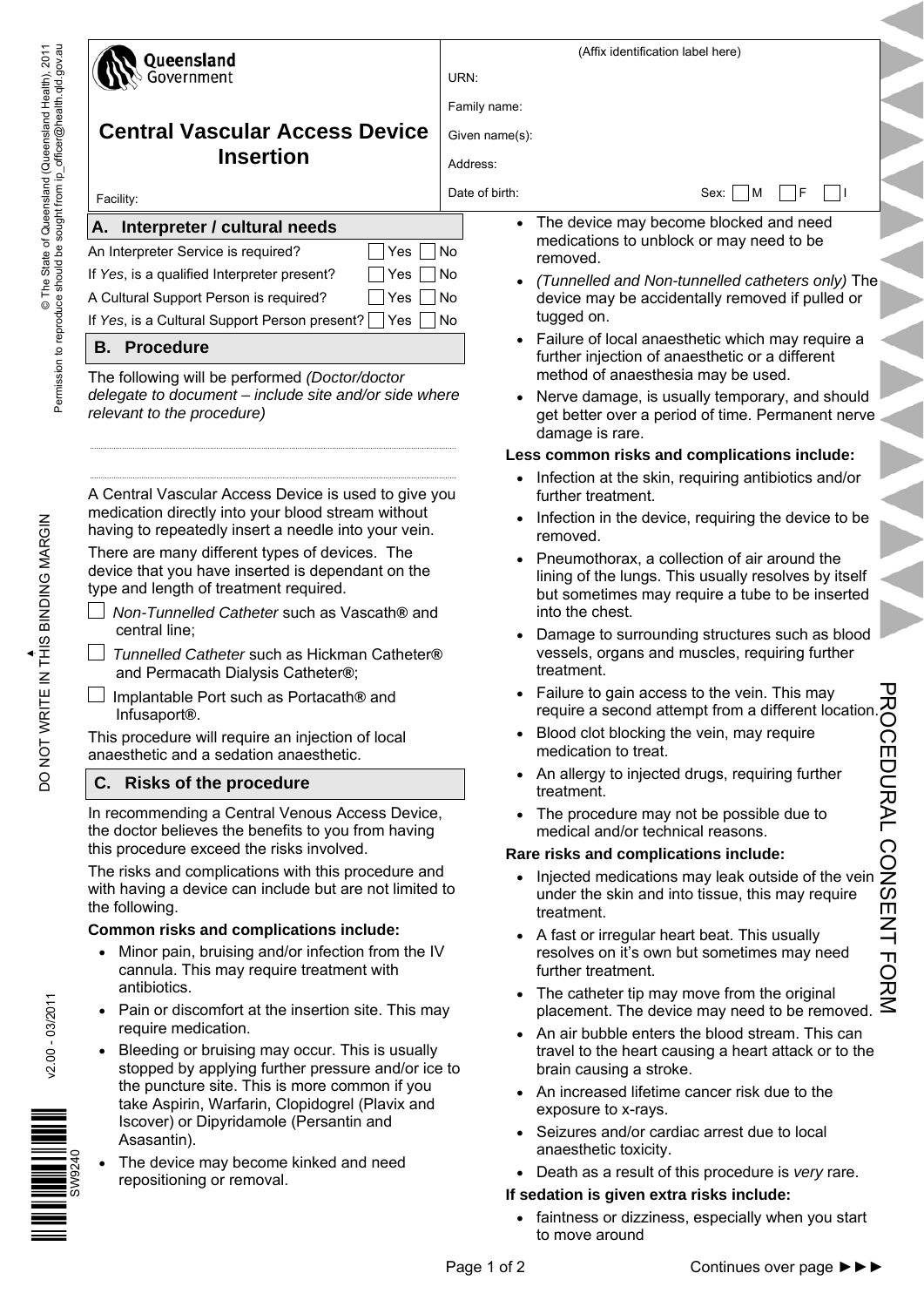Queensland Government

# Central Vascular Access Device Insertion

Facility:

(Affix identification label here)

URN:

Family name:

Given name(s):

Address:

Date of birth: Sex: ☐ M ☐ F ☐ I

## A. Interpreter / cultural needs

An Interpreter Service is required? ☐ Yes ☐ No

If *Yes*, is a qualified Interpreter present? ☐ Yes ☐ No

A Cultural Support Person is required? ☐ Yes ☐ No

If *Yes*, is a Cultural Support Person present? ☐ Yes ☐ No

## B. Procedure

The following will be performed *(Doctor/doctor delegate to document – include site and/or side where relevant to the procedure)*

.............................................................................................

.............................................................................................

A Central Vascular Access Device is used to give you medication directly into your blood stream without having to repeatedly insert a needle into your vein.

There are many different types of devices. The device that you have inserted is dependant on the type and length of treatment required.

☐ *Non-Tunnelled Catheter* such as Vascath® and central line;

☐ *Tunnelled Catheter* such as Hickman Catheter® and Permacath Dialysis Catheter®;

☐ Implantable Port such as Portacath® and Infusaport®.

This procedure will require an injection of local anaesthetic and a sedation anaesthetic.

## C. Risks of the procedure

In recommending a Central Venous Access Device, the doctor believes the benefits to you from having this procedure exceed the risks involved.

The risks and complications with this procedure and with having a device can include but are not limited to the following.

**Common risks and complications include:**

- Minor pain, bruising and/or infection from the IV cannula. This may require treatment with antibiotics.
- Pain or discomfort at the insertion site. This may require medication.
- Bleeding or bruising may occur. This is usually stopped by applying further pressure and/or ice to the puncture site. This is more common if you take Aspirin, Warfarin, Clopidogrel (Plavix and Iscover) or Dipyridamole (Persantin and Asasantin).
- The device may become kinked and need repositioning or removal.
- The device may become blocked and need medications to unblock or may need to be removed.
- *(Tunnelled and Non-tunnelled catheters only)* The device may be accidentally removed if pulled or tugged on.
- Failure of local anaesthetic which may require a further injection of anaesthetic or a different method of anaesthesia may be used.
- Nerve damage, is usually temporary, and should get better over a period of time. Permanent nerve damage is rare.

**Less common risks and complications include:**

- Infection at the skin, requiring antibiotics and/or further treatment.
- Infection in the device, requiring the device to be removed.
- Pneumothorax, a collection of air around the lining of the lungs. This usually resolves by itself but sometimes may require a tube to be inserted into the chest.
- Damage to surrounding structures such as blood vessels, organs and muscles, requiring further treatment.
- Failure to gain access to the vein. This may require a second attempt from a different location.
- Blood clot blocking the vein, may require medication to treat.
- An allergy to injected drugs, requiring further treatment.
- The procedure may not be possible due to medical and/or technical reasons.

**Rare risks and complications include:**

- Injected medications may leak outside of the vein under the skin and into tissue, this may require treatment.
- A fast or irregular heart beat. This usually resolves on it's own but sometimes may need further treatment.
- The catheter tip may move from the original placement. The device may need to be removed.
- An air bubble enters the blood stream. This can travel to the heart causing a heart attack or to the brain causing a stroke.
- An increased lifetime cancer risk due to the exposure to x-rays.
- Seizures and/or cardiac arrest due to local anaesthetic toxicity.
- Death as a result of this procedure is *very* rare.

**If sedation is given extra risks include:**

- faintness or dizziness, especially when you start to move around

Continues over page ►►►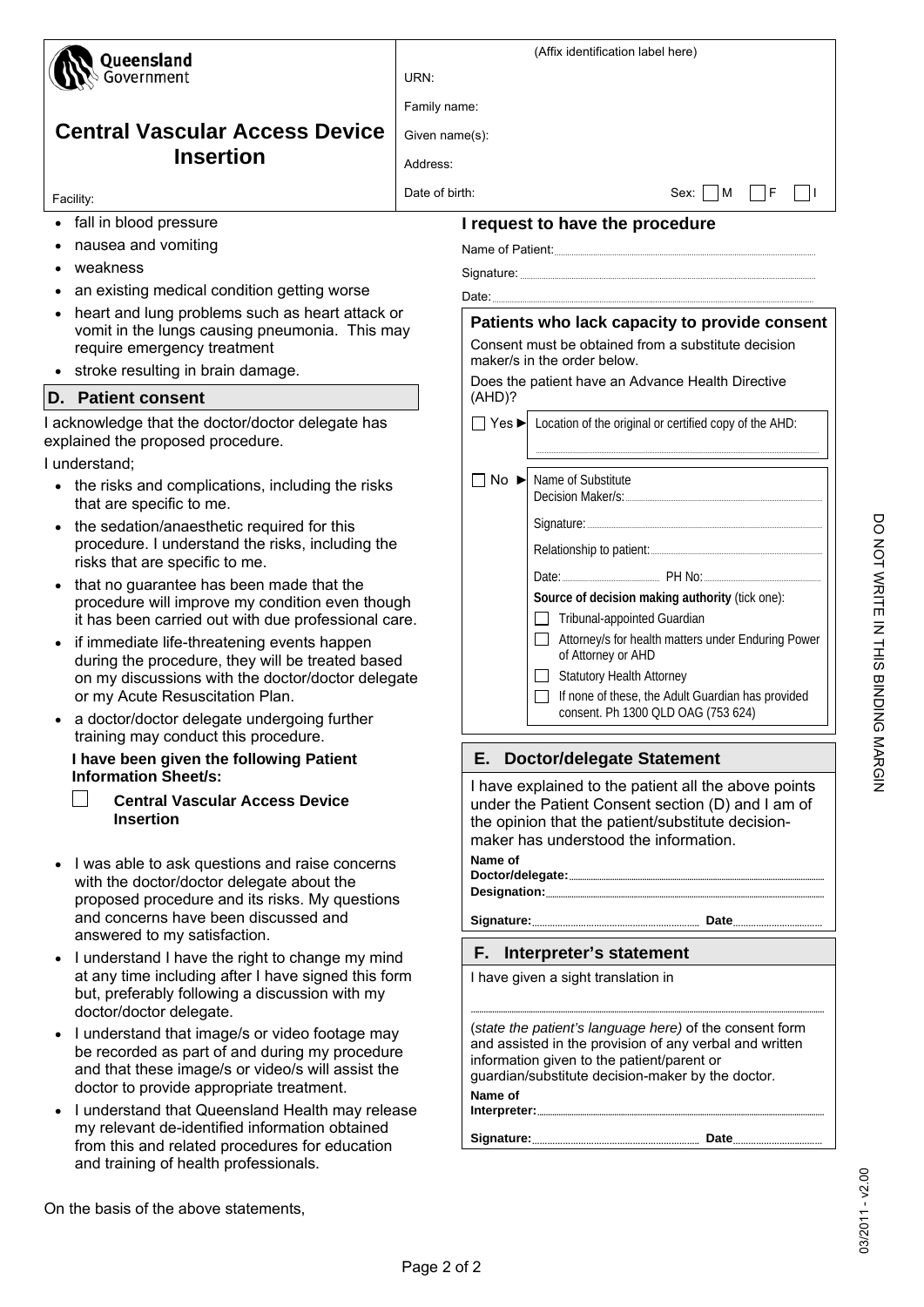**Queensland Government**

## Central Vascular Access Device Insertion

Facility:

(Affix identification label here)

URN:

Family name:

Given name(s):

Address:

Date of birth:

Sex: ☐ M ☐ F ☐ I

- fall in blood pressure
- nausea and vomiting
- weakness
- an existing medical condition getting worse
- heart and lung problems such as heart attack or vomit in the lungs causing pneumonia. This may require emergency treatment
- stroke resulting in brain damage.

### D. Patient consent

I acknowledge that the doctor/doctor delegate has explained the proposed procedure.

I understand;

- the risks and complications, including the risks that are specific to me.
- the sedation/anaesthetic required for this procedure. I understand the risks, including the risks that are specific to me.
- that no guarantee has been made that the procedure will improve my condition even though it has been carried out with due professional care.
- if immediate life-threatening events happen during the procedure, they will be treated based on my discussions with the doctor/doctor delegate or my Acute Resuscitation Plan.
- a doctor/doctor delegate undergoing further training may conduct this procedure.

**I have been given the following Patient Information Sheet/s:**

☐ **Central Vascular Access Device Insertion**

- I was able to ask questions and raise concerns with the doctor/doctor delegate about the proposed procedure and its risks. My questions and concerns have been discussed and answered to my satisfaction.
- I understand I have the right to change my mind at any time including after I have signed this form but, preferably following a discussion with my doctor/doctor delegate.
- I understand that image/s or video footage may be recorded as part of and during my procedure and that these image/s or video/s will assist the doctor to provide appropriate treatment.
- I understand that Queensland Health may release my relevant de-identified information obtained from this and related procedures for education and training of health professionals.

On the basis of the above statements,

### I request to have the procedure

Name of Patient: ..........................................

Signature: ..........................................

Date: ..........................................

**Patients who lack capacity to provide consent**

Consent must be obtained from a substitute decision maker/s in the order below.

Does the patient have an Advance Health Directive (AHD)?

☐ Yes ► Location of the original or certified copy of the AHD: ..........................................

☐ No ► Name of Substitute Decision Maker/s: ..........................................

Signature: ..........................................

Relationship to patient: ..........................................

Date: .................... PH No: ....................

**Source of decision making authority** (tick one):

☐ Tribunal-appointed Guardian

☐ Attorney/s for health matters under Enduring Power of Attorney or AHD

☐ Statutory Health Attorney

☐ If none of these, the Adult Guardian has provided consent. Ph 1300 QLD OAG (753 624)

### E. Doctor/delegate Statement

I have explained to the patient all the above points under the Patient Consent section (D) and I am of the opinion that the patient/substitute decision-maker has understood the information.

**Name of Doctor/delegate:** ..........................................

**Designation:** ..........................................

**Signature:** .................... **Date** ....................

### F. Interpreter's statement

I have given a sight translation in

..........................................

(*state the patient's language here*) of the consent form and assisted in the provision of any verbal and written information given to the patient/parent or guardian/substitute decision-maker by the doctor.

**Name of Interpreter:** ..........................................

**Signature:** .................... **Date** ....................

DO NOT WRITE IN THIS BINDING MARGIN

03/2011 - v2.00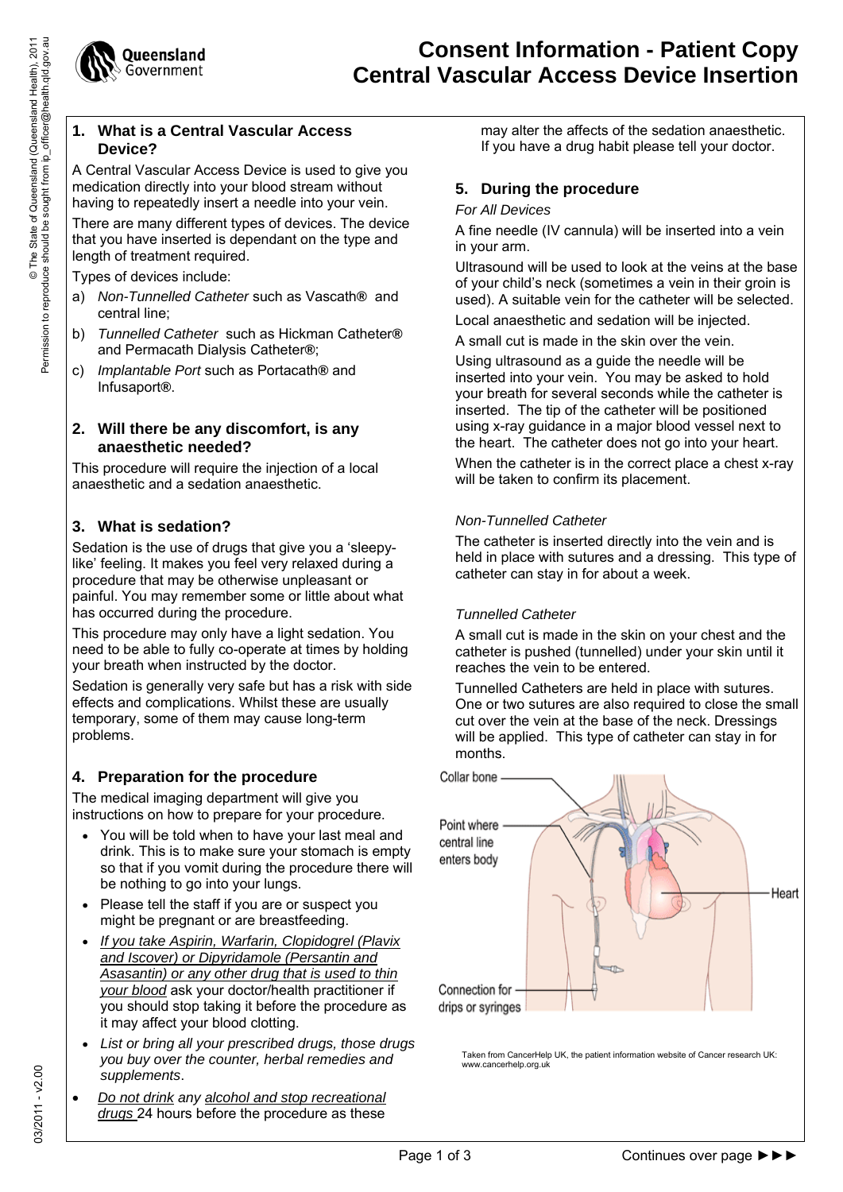# Consent Information - Patient Copy
# Central Vascular Access Device Insertion

## 1. What is a Central Vascular Access Device?

A Central Vascular Access Device is used to give you medication directly into your blood stream without having to repeatedly insert a needle into your vein.

There are many different types of devices. The device that you have inserted is dependant on the type and length of treatment required.

Types of devices include:

a) *Non-Tunnelled Catheter* such as Vascath® and central line;

b) *Tunnelled Catheter* such as Hickman Catheter® and Permacath Dialysis Catheter®;

c) *Implantable Port* such as Portacath® and Infusaport®.

## 2. Will there be any discomfort, is any anaesthetic needed?

This procedure will require the injection of a local anaesthetic and a sedation anaesthetic.

## 3. What is sedation?

Sedation is the use of drugs that give you a 'sleepy-like' feeling. It makes you feel very relaxed during a procedure that may be otherwise unpleasant or painful. You may remember some or little about what has occurred during the procedure.

This procedure may only have a light sedation. You need to be able to fully co-operate at times by holding your breath when instructed by the doctor.

Sedation is generally very safe but has a risk with side effects and complications. Whilst these are usually temporary, some of them may cause long-term problems.

## 4. Preparation for the procedure

The medical imaging department will give you instructions on how to prepare for your procedure.

- You will be told when to have your last meal and drink. This is to make sure your stomach is empty so that if you vomit during the procedure there will be nothing to go into your lungs.
- Please tell the staff if you are or suspect you might be pregnant or are breastfeeding.
- *If you take Aspirin, Warfarin, Clopidogrel (Plavix and Iscover) or Dipyridamole (Persantin and Asasantin) or any other drug that is used to thin your blood* ask your doctor/health practitioner if you should stop taking it before the procedure as it may affect your blood clotting.
- *List or bring all your prescribed drugs, those drugs you buy over the counter, herbal remedies and supplements*.
- *Do not drink* any *alcohol and stop recreational drugs* 24 hours before the procedure as these may alter the affects of the sedation anaesthetic. If you have a drug habit please tell your doctor.

## 5. During the procedure

*For All Devices*

A fine needle (IV cannula) will be inserted into a vein in your arm.

Ultrasound will be used to look at the veins at the base of your child's neck (sometimes a vein in their groin is used). A suitable vein for the catheter will be selected.

Local anaesthetic and sedation will be injected.

A small cut is made in the skin over the vein.

Using ultrasound as a guide the needle will be inserted into your vein. You may be asked to hold your breath for several seconds while the catheter is inserted. The tip of the catheter will be positioned using x-ray guidance in a major blood vessel next to the heart. The catheter does not go into your heart.

When the catheter is in the correct place a chest x-ray will be taken to confirm its placement.

*Non-Tunnelled Catheter*

The catheter is inserted directly into the vein and is held in place with sutures and a dressing. This type of catheter can stay in for about a week.

*Tunnelled Catheter*

A small cut is made in the skin on your chest and the catheter is pushed (tunnelled) under your skin until it reaches the vein to be entered.

Tunnelled Catheters are held in place with sutures. One or two sutures are also required to close the small cut over the vein at the base of the neck. Dressings will be applied. This type of catheter can stay in for months.

Collar bone

Point where central line enters body

Heart

Connection for drips or syringes

Taken from CancerHelp UK, the patient information website of Cancer research UK: www.cancerhelp.org.uk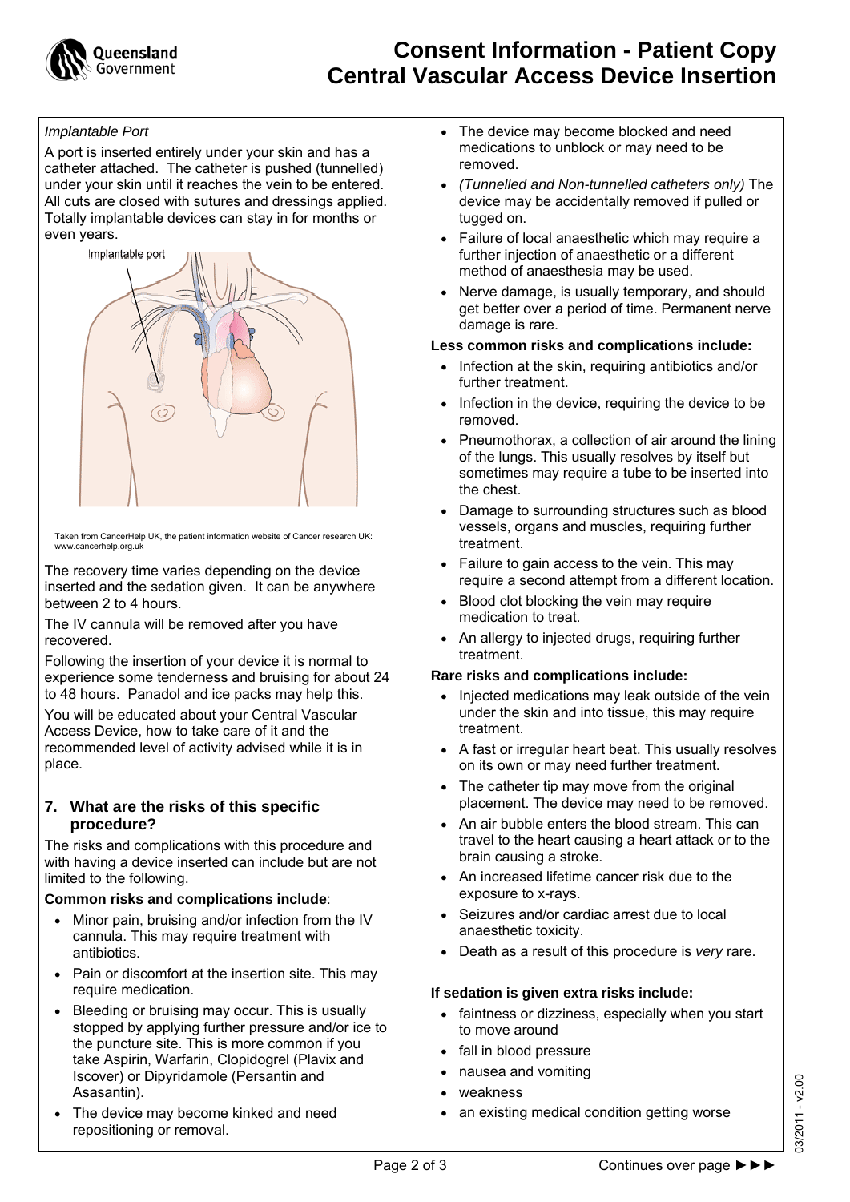*Implantable Port*

A port is inserted entirely under your skin and has a catheter attached. The catheter is pushed (tunnelled) under your skin until it reaches the vein to be entered. All cuts are closed with sutures and dressings applied. Totally implantable devices can stay in for months or even years.

Taken from CancerHelp UK, the patient information website of Cancer research UK: www.cancerhelp.org.uk

The recovery time varies depending on the device inserted and the sedation given. It can be anywhere between 2 to 4 hours.

The IV cannula will be removed after you have recovered.

Following the insertion of your device it is normal to experience some tenderness and bruising for about 24 to 48 hours. Panadol and ice packs may help this.

You will be educated about your Central Vascular Access Device, how to take care of it and the recommended level of activity advised while it is in place.

## 7. What are the risks of this specific procedure?

The risks and complications with this procedure and with having a device inserted can include but are not limited to the following.

**Common risks and complications include**:

- Minor pain, bruising and/or infection from the IV cannula. This may require treatment with antibiotics.
- Pain or discomfort at the insertion site. This may require medication.
- Bleeding or bruising may occur. This is usually stopped by applying further pressure and/or ice to the puncture site. This is more common if you take Aspirin, Warfarin, Clopidogrel (Plavix and Iscover) or Dipyridamole (Persantin and Asasantin).
- The device may become kinked and need repositioning or removal.
- The device may become blocked and need medications to unblock or may need to be removed.
- *(Tunnelled and Non-tunnelled catheters only)* The device may be accidentally removed if pulled or tugged on.
- Failure of local anaesthetic which may require a further injection of anaesthetic or a different method of anaesthesia may be used.
- Nerve damage, is usually temporary, and should get better over a period of time. Permanent nerve damage is rare.

**Less common risks and complications include:**

- Infection at the skin, requiring antibiotics and/or further treatment.
- Infection in the device, requiring the device to be removed.
- Pneumothorax, a collection of air around the lining of the lungs. This usually resolves by itself but sometimes may require a tube to be inserted into the chest.
- Damage to surrounding structures such as blood vessels, organs and muscles, requiring further treatment.
- Failure to gain access to the vein. This may require a second attempt from a different location.
- Blood clot blocking the vein may require medication to treat.
- An allergy to injected drugs, requiring further treatment.

**Rare risks and complications include:**

- Injected medications may leak outside of the vein under the skin and into tissue, this may require treatment.
- A fast or irregular heart beat. This usually resolves on its own or may need further treatment.
- The catheter tip may move from the original placement. The device may need to be removed.
- An air bubble enters the blood stream. This can travel to the heart causing a heart attack or to the brain causing a stroke.
- An increased lifetime cancer risk due to the exposure to x-rays.
- Seizures and/or cardiac arrest due to local anaesthetic toxicity.
- Death as a result of this procedure is *very* rare.

**If sedation is given extra risks include:**

- faintness or dizziness, especially when you start to move around
- fall in blood pressure
- nausea and vomiting
- weakness
- an existing medical condition getting worse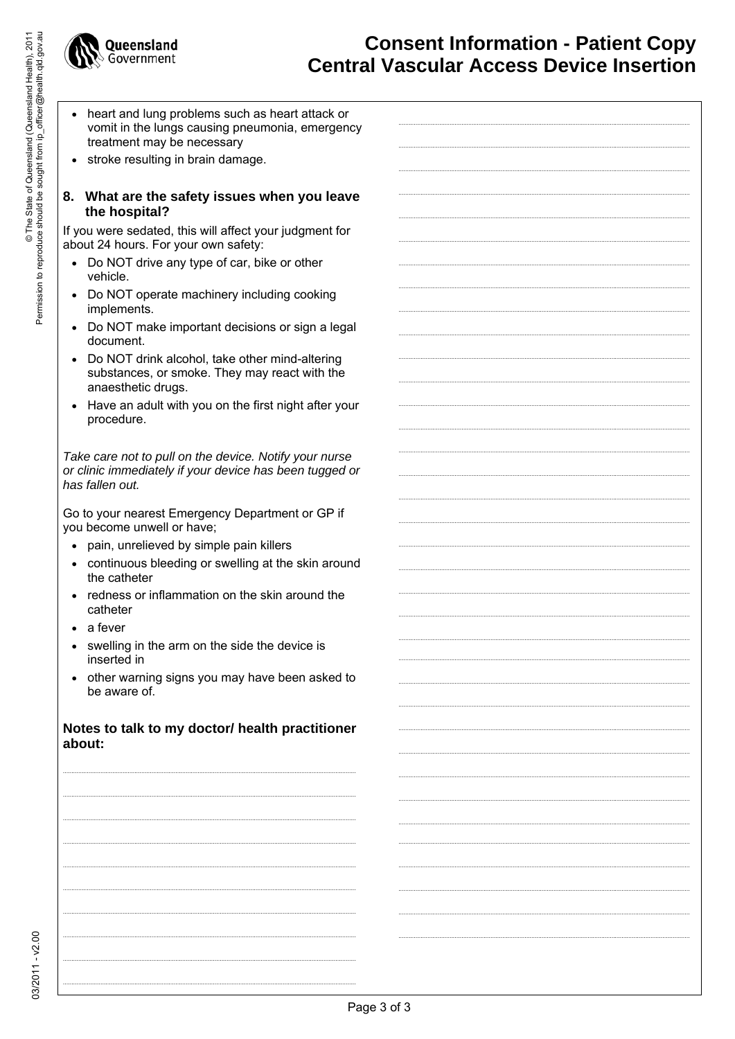- heart and lung problems such as heart attack or vomit in the lungs causing pneumonia, emergency treatment may be necessary
- stroke resulting in brain damage.

## 8. What are the safety issues when you leave the hospital?

If you were sedated, this will affect your judgment for about 24 hours. For your own safety:

- Do NOT drive any type of car, bike or other vehicle.
- Do NOT operate machinery including cooking implements.
- Do NOT make important decisions or sign a legal document.
- Do NOT drink alcohol, take other mind-altering substances, or smoke. They may react with the anaesthetic drugs.
- Have an adult with you on the first night after your procedure.

*Take care not to pull on the device. Notify your nurse or clinic immediately if your device has been tugged or has fallen out.*

Go to your nearest Emergency Department or GP if you become unwell or have;

- pain, unrelieved by simple pain killers
- continuous bleeding or swelling at the skin around the catheter
- redness or inflammation on the skin around the catheter
- a fever
- swelling in the arm on the side the device is inserted in
- other warning signs you may have been asked to be aware of.

**Notes to talk to my doctor/ health practitioner about:**